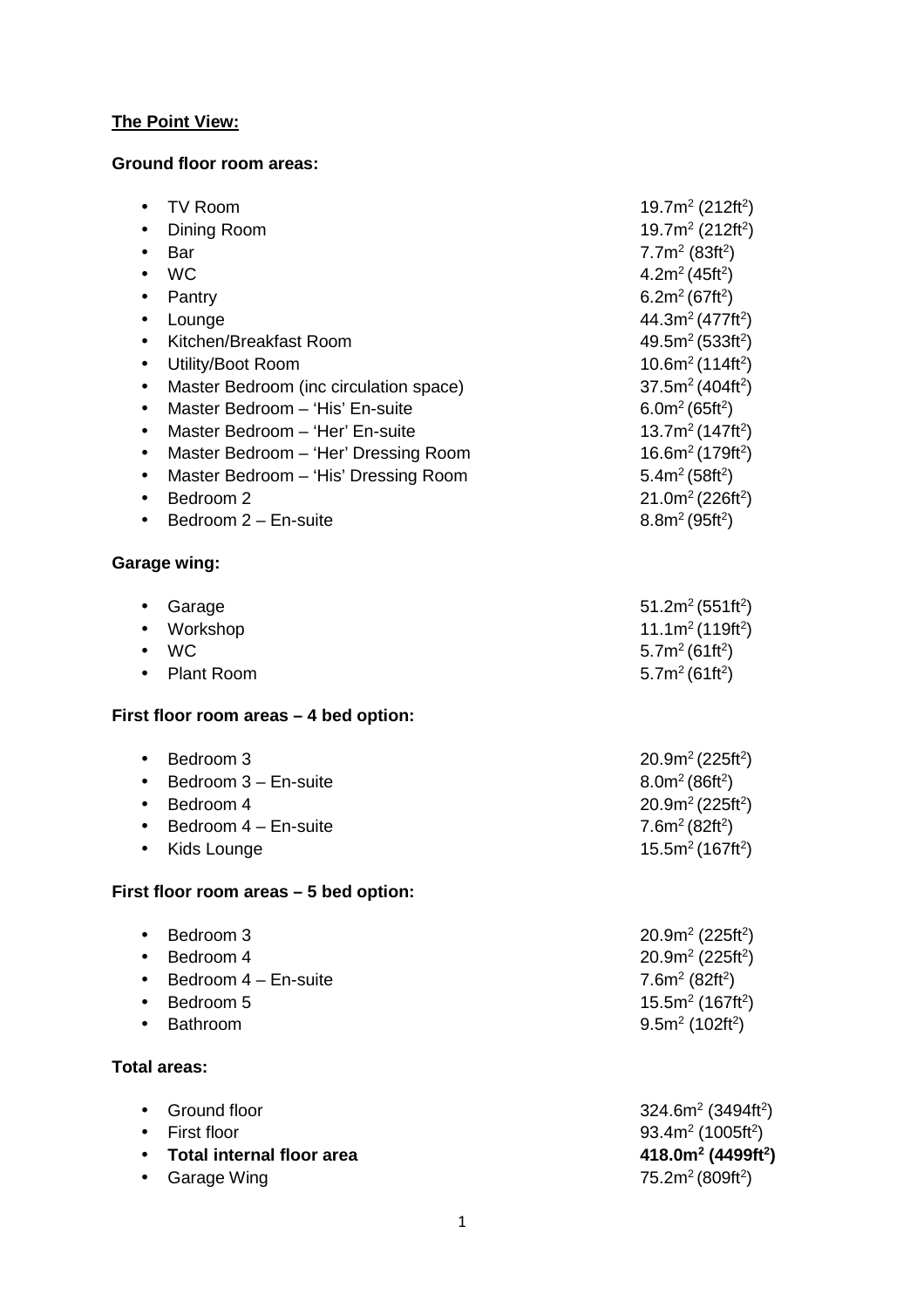**The Point View:**

**Ground floor room areas:**

- TV Room 19.7m$^2$ (212ft$^2$)
- Dining Room 19.7m$^2$ (212ft$^2$)
- Bar 7.7m$^2$ (83ft$^2$)
- WC 4.2m$^2$ (45ft$^2$)
- Pantry 6.2m$^2$ (67ft$^2$)
- Lounge 44.3m$^2$ (477ft$^2$)
- Kitchen/Breakfast Room 49.5m$^2$ (533ft$^2$)
- Utility/Boot Room 10.6m$^2$ (114ft$^2$)
- Master Bedroom (inc circulation space) 37.5m$^2$ (404ft$^2$)
- Master Bedroom – 'His' En-suite 6.0m$^2$ (65ft$^2$)
- Master Bedroom – 'Her' En-suite 13.7m$^2$ (147ft$^2$)
- Master Bedroom – 'Her' Dressing Room 16.6m$^2$ (179ft$^2$)
- Master Bedroom – 'His' Dressing Room 5.4m$^2$ (58ft$^2$)
- Bedroom 2 21.0m$^2$ (226ft$^2$)
- Bedroom 2 – En-suite 8.8m$^2$ (95ft$^2$)

**Garage wing:**

- Garage 51.2m$^2$ (551ft$^2$)
- Workshop 11.1m$^2$ (119ft$^2$)
- WC 5.7m$^2$ (61ft$^2$)
- Plant Room 5.7m$^2$ (61ft$^2$)

**First floor room areas – 4 bed option:**

- Bedroom 3 20.9m$^2$ (225ft$^2$)
- Bedroom 3 – En-suite 8.0m$^2$ (86ft$^2$)
- Bedroom 4 20.9m$^2$ (225ft$^2$)
- Bedroom 4 – En-suite 7.6m$^2$ (82ft$^2$)
- Kids Lounge 15.5m$^2$ (167ft$^2$)

**First floor room areas – 5 bed option:**

- Bedroom 3 20.9m$^2$ (225ft$^2$)
- Bedroom 4 20.9m$^2$ (225ft$^2$)
- Bedroom 4 – En-suite 7.6m$^2$ (82ft$^2$)
- Bedroom 5 15.5m$^2$ (167ft$^2$)
- Bathroom 9.5m$^2$ (102ft$^2$)

**Total areas:**

- Ground floor 324.6m$^2$ (3494ft$^2$)
- First floor 93.4m$^2$ (1005ft$^2$)
- **Total internal floor area 418.0m$^2$ (4499ft$^2$)**
- Garage Wing 75.2m$^2$ (809ft$^2$)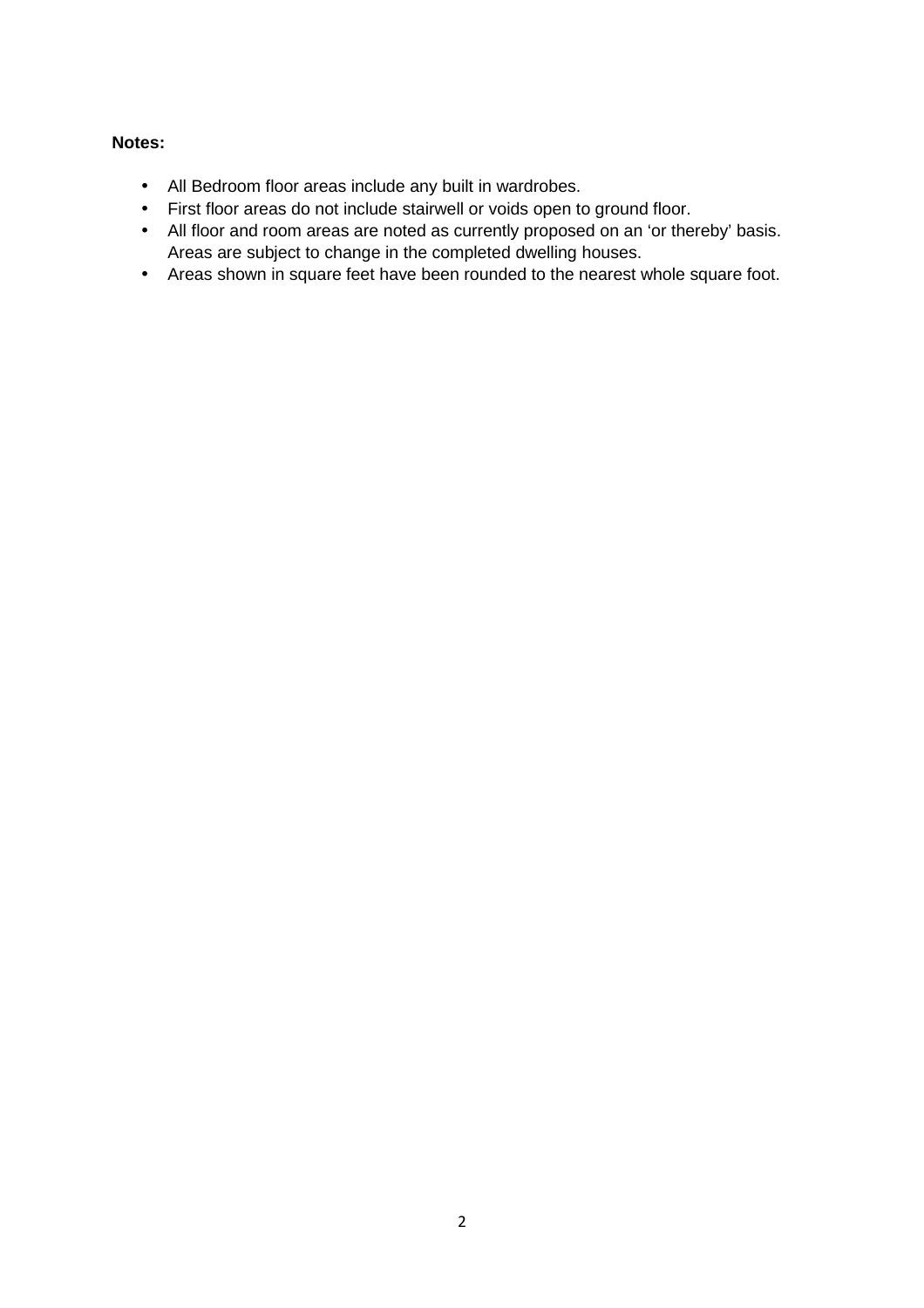**Notes:**

- All Bedroom floor areas include any built in wardrobes.
- First floor areas do not include stairwell or voids open to ground floor.
- All floor and room areas are noted as currently proposed on an ‘or thereby’ basis. Areas are subject to change in the completed dwelling houses.
- Areas shown in square feet have been rounded to the nearest whole square foot.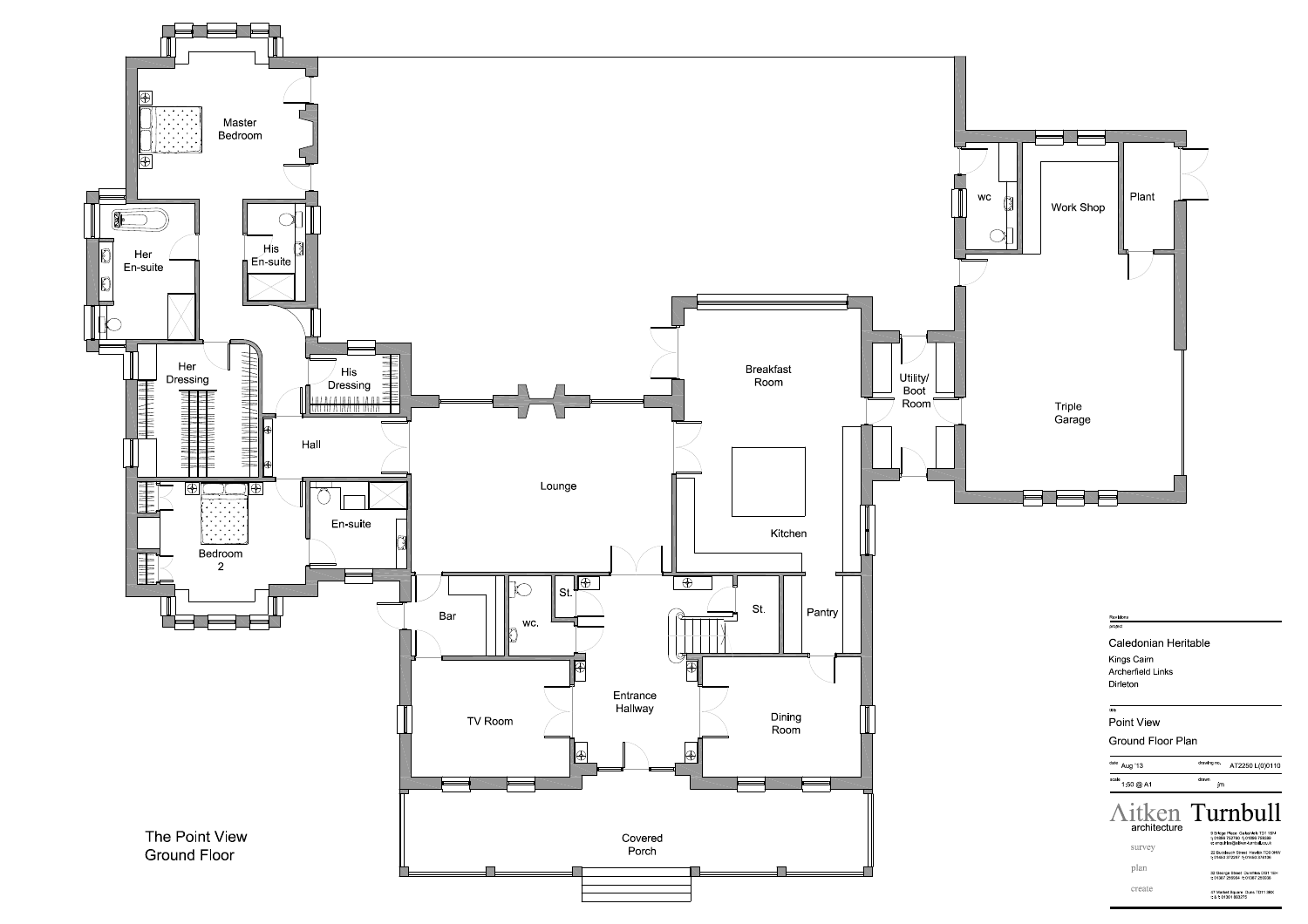Master Bedroom

Her En-suite

His En-suite

Her Dressing

His Dressing

Hall

Bedroom 2

En-suite

Lounge

Bar

wc.

St.

Breakfast Room

Kitchen

St.

Pantry

Utility/ Boot Room

wc

Work Shop

Plant

Triple Garage

TV Room

Entrance Hallway

Dining Room

Covered Porch

The Point View
Ground Floor

Revisions

project

Caledonian Heritable

Kings Cairn
Archerfield Links
Dirleton

title

Point View

Ground Floor Plan

| date | drawing no. |
|---|---|
| Aug '13 | AT2250 L(0)0110 |

| scale | drawn |
|---|---|
| 1:50 @ A1 | jm |

Aitken Turnbull architecture

survey

plan

create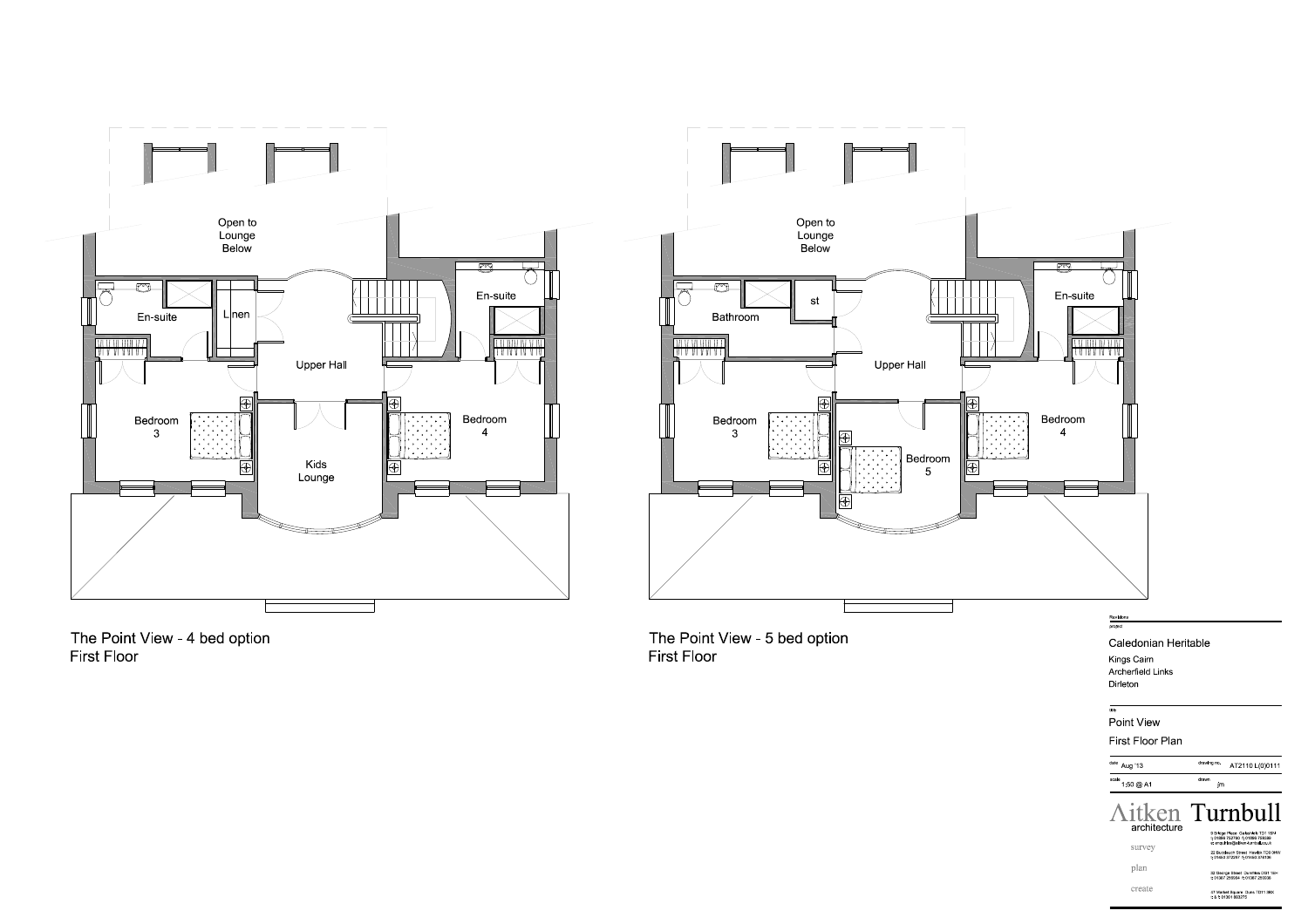Open to Lounge Below

En-suite

Linen

Upper Hall

En-suite

Bedroom 3

Kids Lounge

Bedroom 4

The Point View - 4 bed option
First Floor

Open to Lounge Below

Bathroom

st

Upper Hall

En-suite

Bedroom 3

Bedroom 5

Bedroom 4

The Point View - 5 bed option
First Floor

Revisions

project

Caledonian Heritable

Kings Cairn
Archerfield Links
Dirleton

title

Point View

First Floor Plan

| | |
|---|---|
| date Aug '13 | drawing no. AT2110 L(0)0111 |
| scale 1:50 @ A1 | drawn jm |

Aitken Turnbull architecture

survey

plan

create